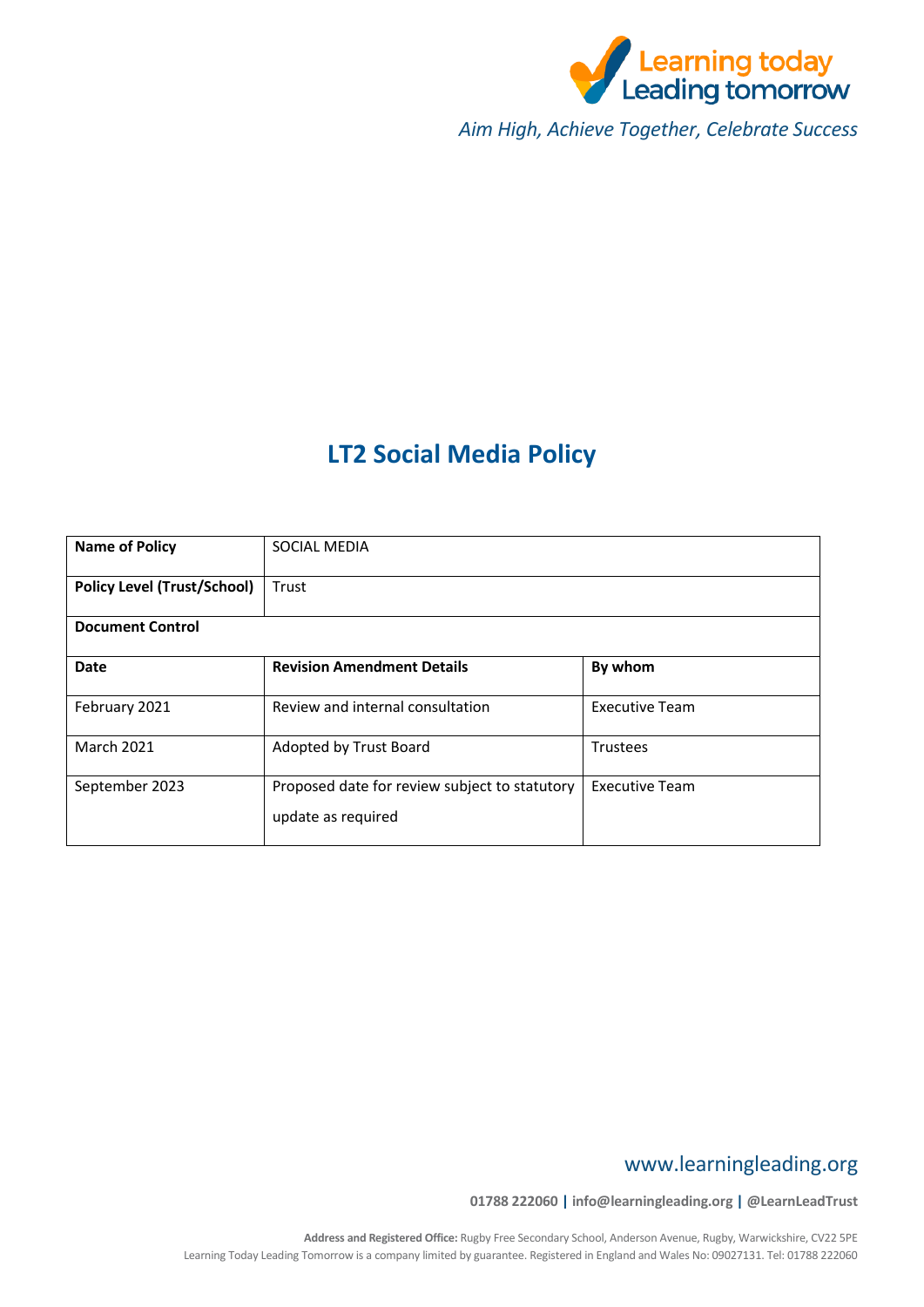Learning today
Leading tomorrow

*Aim High, Achieve Together, Celebrate Success*

# LT2 Social Media Policy

| **Name of Policy** | SOCIAL MEDIA | |
|---|---|---|
| **Policy Level (Trust/School)** | Trust | |
| **Document Control** | | |
| **Date** | **Revision Amendment Details** | **By whom** |
| February 2021 | Review and internal consultation | Executive Team |
| March 2021 | Adopted by Trust Board | Trustees |
| September 2023 | Proposed date for review subject to statutory update as required | Executive Team |

www.learningleading.org

**01788 222060 | info@learningleading.org | @LearnLeadTrust**

**Address and Registered Office:** Rugby Free Secondary School, Anderson Avenue, Rugby, Warwickshire, CV22 5PE
Learning Today Leading Tomorrow is a company limited by guarantee. Registered in England and Wales No: 09027131. Tel: 01788 222060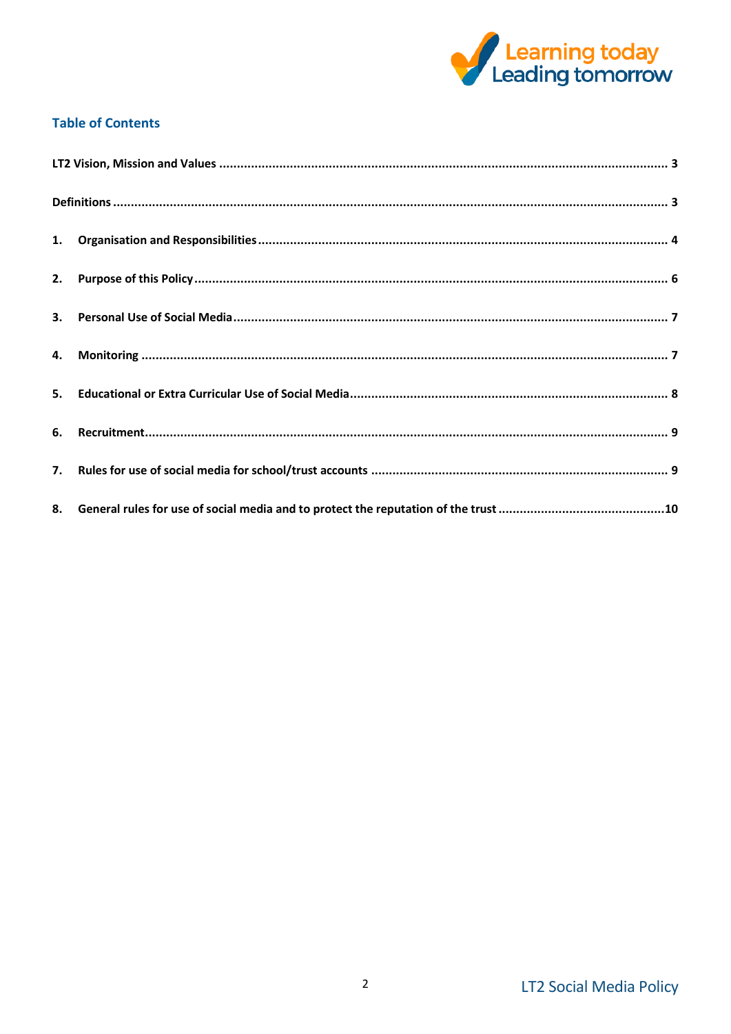## Table of Contents

**LT2 Vision, Mission and Values** ............................................................. 3

**Definitions** ............................................................. 3

1. **Organisation and Responsibilities** ............................................................. 4
2. **Purpose of this Policy** ............................................................. 6
3. **Personal Use of Social Media** ............................................................. 7
4. **Monitoring** ............................................................. 7
5. **Educational or Extra Curricular Use of Social Media** ............................................................. 8
6. **Recruitment** ............................................................. 9
7. **Rules for use of social media for school/trust accounts** ............................................................. 9
8. **General rules for use of social media and to protect the reputation of the trust** ............................................................. 10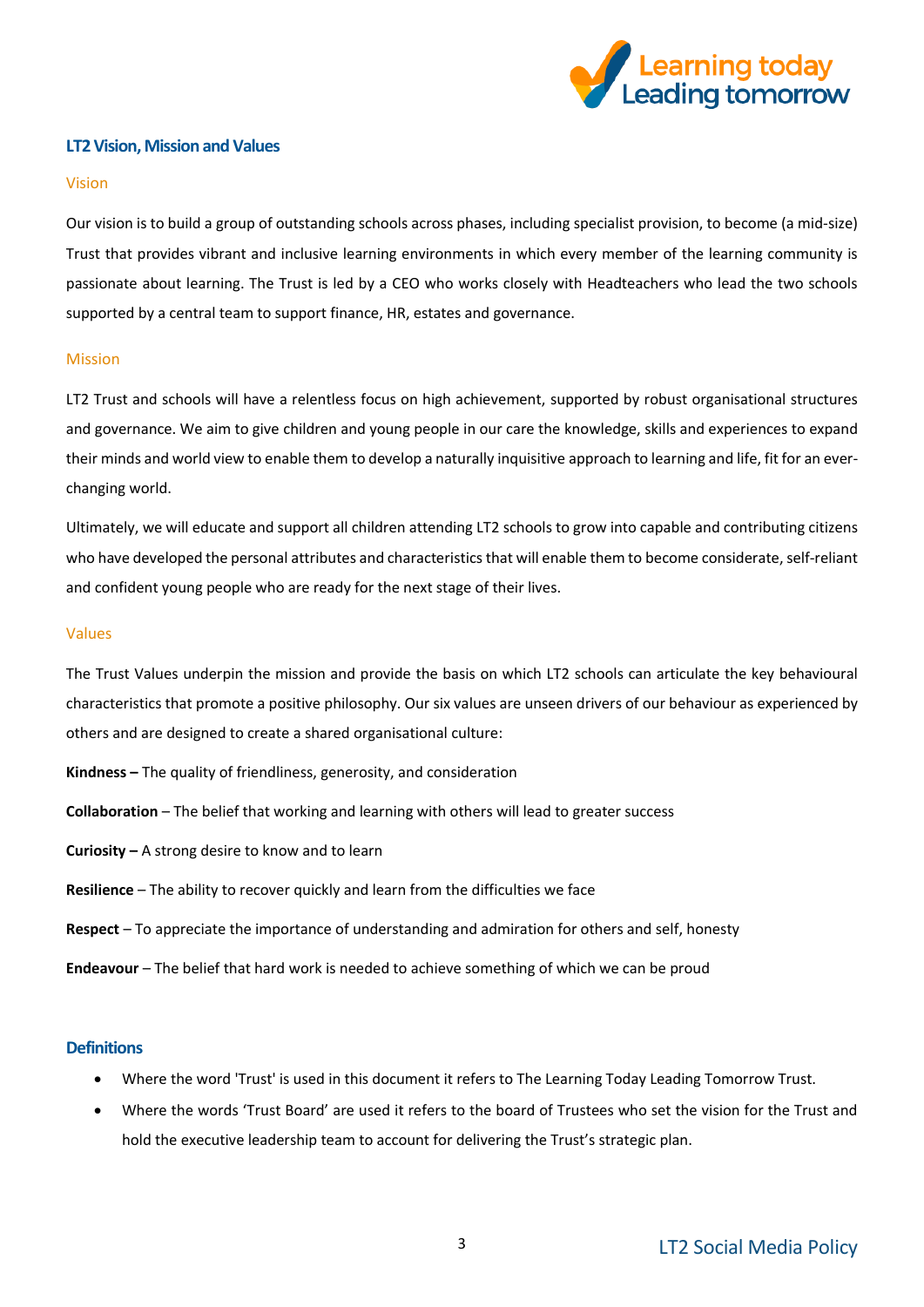## LT2 Vision, Mission and Values

### Vision

Our vision is to build a group of outstanding schools across phases, including specialist provision, to become (a mid-size) Trust that provides vibrant and inclusive learning environments in which every member of the learning community is passionate about learning. The Trust is led by a CEO who works closely with Headteachers who lead the two schools supported by a central team to support finance, HR, estates and governance.

### Mission

LT2 Trust and schools will have a relentless focus on high achievement, supported by robust organisational structures and governance. We aim to give children and young people in our care the knowledge, skills and experiences to expand their minds and world view to enable them to develop a naturally inquisitive approach to learning and life, fit for an ever-changing world.

Ultimately, we will educate and support all children attending LT2 schools to grow into capable and contributing citizens who have developed the personal attributes and characteristics that will enable them to become considerate, self-reliant and confident young people who are ready for the next stage of their lives.

### Values

The Trust Values underpin the mission and provide the basis on which LT2 schools can articulate the key behavioural characteristics that promote a positive philosophy. Our six values are unseen drivers of our behaviour as experienced by others and are designed to create a shared organisational culture:

**Kindness –** The quality of friendliness, generosity, and consideration

**Collaboration** – The belief that working and learning with others will lead to greater success

**Curiosity –** A strong desire to know and to learn

**Resilience** – The ability to recover quickly and learn from the difficulties we face

**Respect** – To appreciate the importance of understanding and admiration for others and self, honesty

**Endeavour** – The belief that hard work is needed to achieve something of which we can be proud

## Definitions

- Where the word 'Trust' is used in this document it refers to The Learning Today Leading Tomorrow Trust.
- Where the words 'Trust Board' are used it refers to the board of Trustees who set the vision for the Trust and hold the executive leadership team to account for delivering the Trust's strategic plan.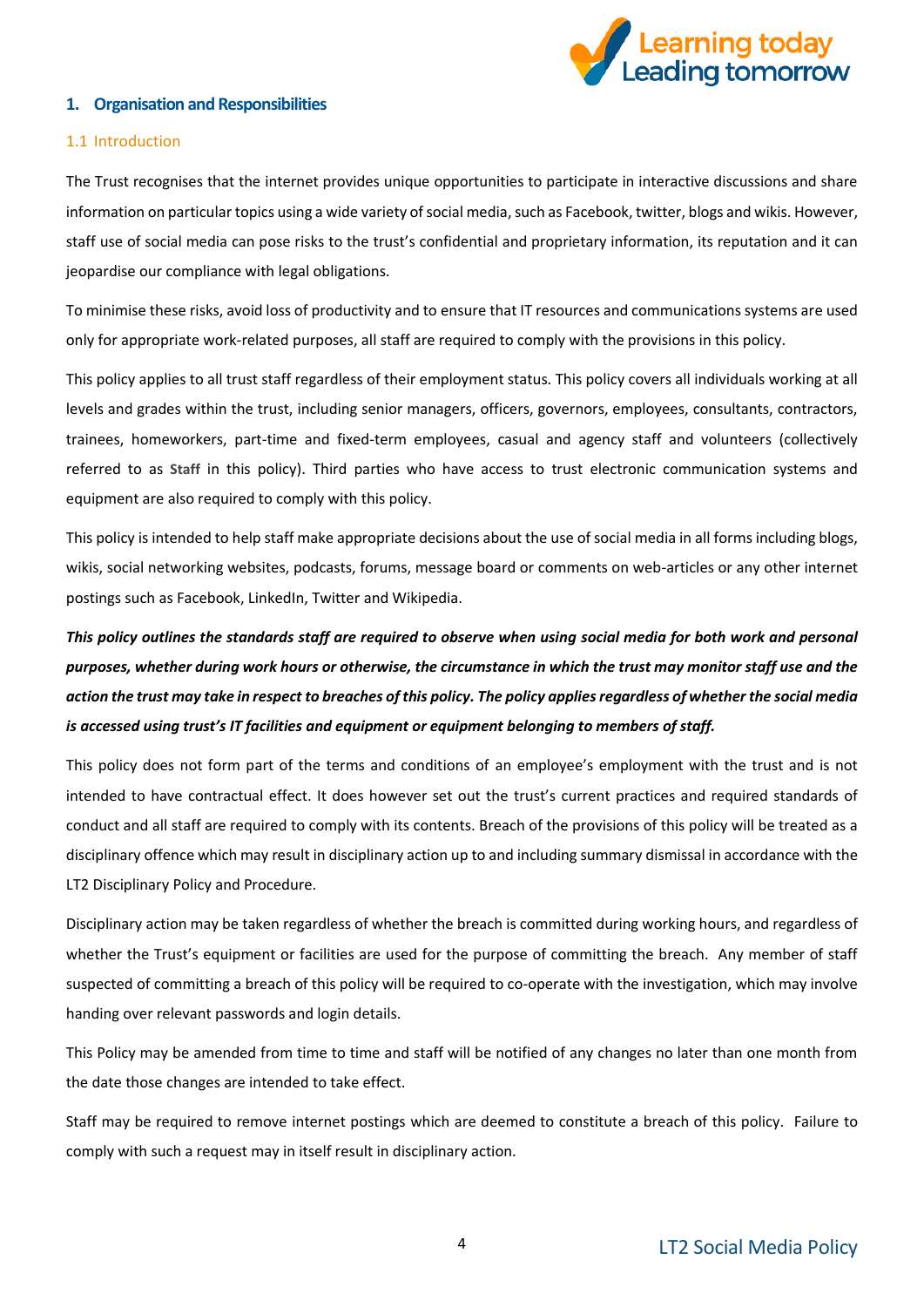## 1. Organisation and Responsibilities

### 1.1 Introduction

The Trust recognises that the internet provides unique opportunities to participate in interactive discussions and share information on particular topics using a wide variety of social media, such as Facebook, twitter, blogs and wikis. However, staff use of social media can pose risks to the trust's confidential and proprietary information, its reputation and it can jeopardise our compliance with legal obligations.

To minimise these risks, avoid loss of productivity and to ensure that IT resources and communications systems are used only for appropriate work-related purposes, all staff are required to comply with the provisions in this policy.

This policy applies to all trust staff regardless of their employment status. This policy covers all individuals working at all levels and grades within the trust, including senior managers, officers, governors, employees, consultants, contractors, trainees, homeworkers, part-time and fixed-term employees, casual and agency staff and volunteers (collectively referred to as **Staff** in this policy). Third parties who have access to trust electronic communication systems and equipment are also required to comply with this policy.

This policy is intended to help staff make appropriate decisions about the use of social media in all forms including blogs, wikis, social networking websites, podcasts, forums, message board or comments on web-articles or any other internet postings such as Facebook, LinkedIn, Twitter and Wikipedia.

***This policy outlines the standards staff are required to observe when using social media for both work and personal purposes, whether during work hours or otherwise, the circumstance in which the trust may monitor staff use and the action the trust may take in respect to breaches of this policy. The policy applies regardless of whether the social media is accessed using trust's IT facilities and equipment or equipment belonging to members of staff.***

This policy does not form part of the terms and conditions of an employee's employment with the trust and is not intended to have contractual effect. It does however set out the trust's current practices and required standards of conduct and all staff are required to comply with its contents. Breach of the provisions of this policy will be treated as a disciplinary offence which may result in disciplinary action up to and including summary dismissal in accordance with the LT2 Disciplinary Policy and Procedure.

Disciplinary action may be taken regardless of whether the breach is committed during working hours, and regardless of whether the Trust's equipment or facilities are used for the purpose of committing the breach. Any member of staff suspected of committing a breach of this policy will be required to co-operate with the investigation, which may involve handing over relevant passwords and login details.

This Policy may be amended from time to time and staff will be notified of any changes no later than one month from the date those changes are intended to take effect.

Staff may be required to remove internet postings which are deemed to constitute a breach of this policy. Failure to comply with such a request may in itself result in disciplinary action.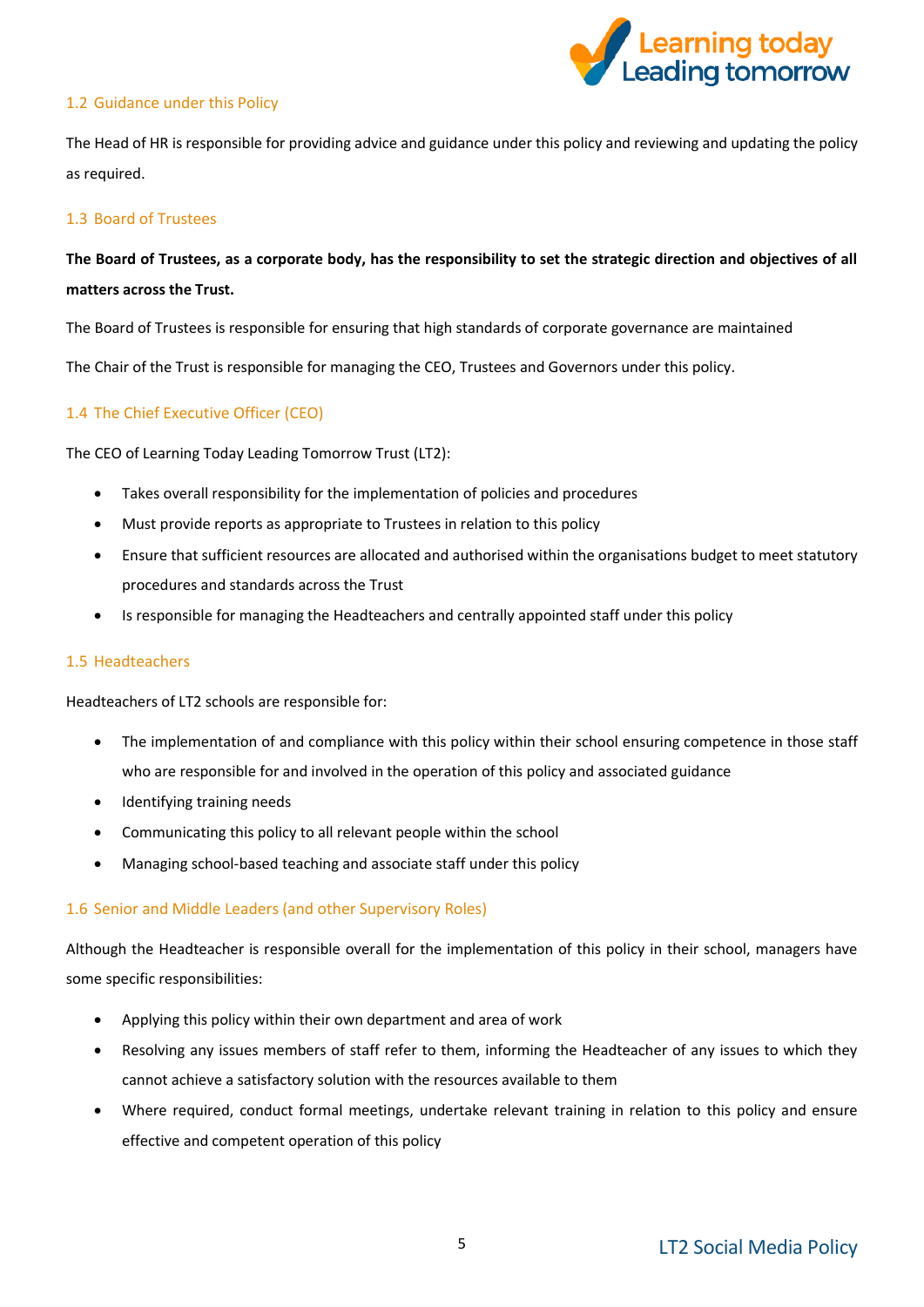### 1.2 Guidance under this Policy

The Head of HR is responsible for providing advice and guidance under this policy and reviewing and updating the policy as required.

### 1.3 Board of Trustees

**The Board of Trustees, as a corporate body, has the responsibility to set the strategic direction and objectives of all matters across the Trust.**

The Board of Trustees is responsible for ensuring that high standards of corporate governance are maintained

The Chair of the Trust is responsible for managing the CEO, Trustees and Governors under this policy.

### 1.4 The Chief Executive Officer (CEO)

The CEO of Learning Today Leading Tomorrow Trust (LT2):

- Takes overall responsibility for the implementation of policies and procedures
- Must provide reports as appropriate to Trustees in relation to this policy
- Ensure that sufficient resources are allocated and authorised within the organisations budget to meet statutory procedures and standards across the Trust
- Is responsible for managing the Headteachers and centrally appointed staff under this policy

### 1.5 Headteachers

Headteachers of LT2 schools are responsible for:

- The implementation of and compliance with this policy within their school ensuring competence in those staff who are responsible for and involved in the operation of this policy and associated guidance
- Identifying training needs
- Communicating this policy to all relevant people within the school
- Managing school-based teaching and associate staff under this policy

### 1.6 Senior and Middle Leaders (and other Supervisory Roles)

Although the Headteacher is responsible overall for the implementation of this policy in their school, managers have some specific responsibilities:

- Applying this policy within their own department and area of work
- Resolving any issues members of staff refer to them, informing the Headteacher of any issues to which they cannot achieve a satisfactory solution with the resources available to them
- Where required, conduct formal meetings, undertake relevant training in relation to this policy and ensure effective and competent operation of this policy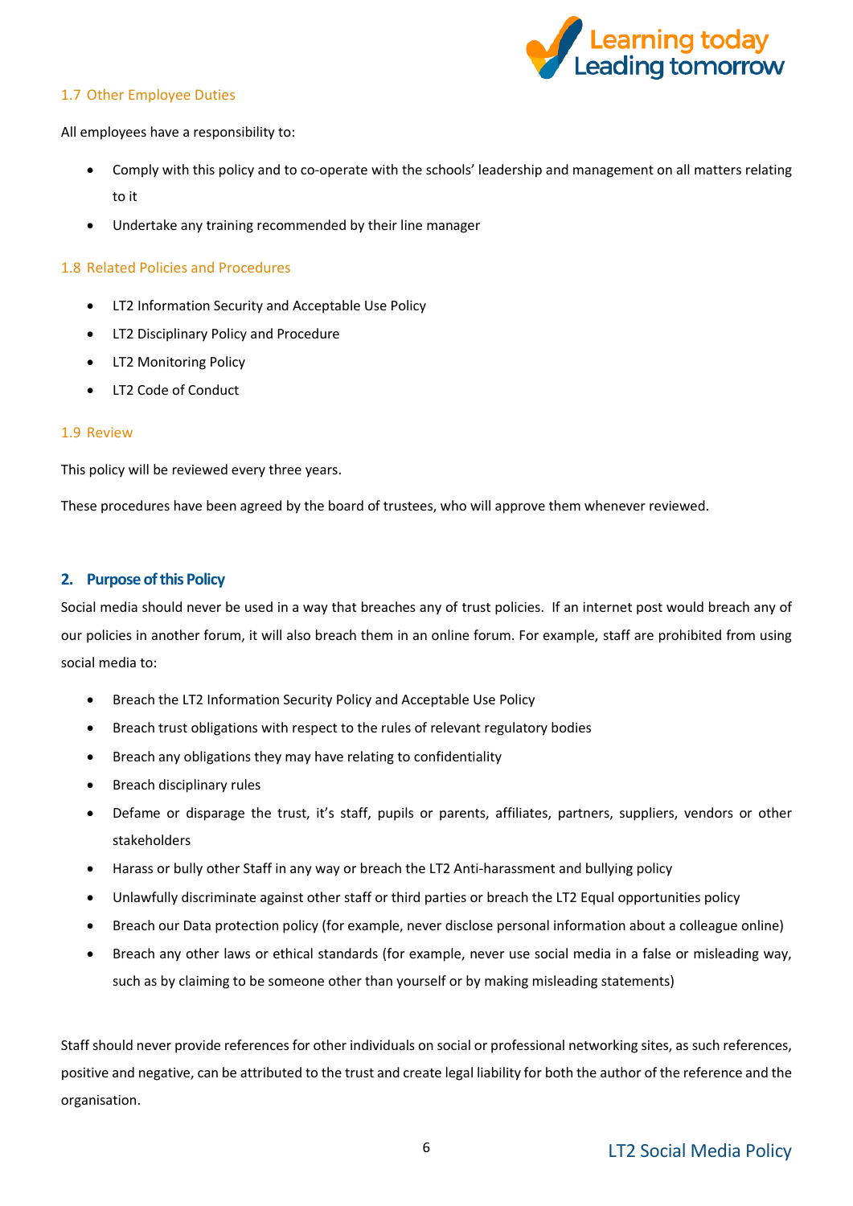### 1.7 Other Employee Duties

All employees have a responsibility to:

- Comply with this policy and to co-operate with the schools' leadership and management on all matters relating to it
- Undertake any training recommended by their line manager

### 1.8 Related Policies and Procedures

- LT2 Information Security and Acceptable Use Policy
- LT2 Disciplinary Policy and Procedure
- LT2 Monitoring Policy
- LT2 Code of Conduct

### 1.9 Review

This policy will be reviewed every three years.

These procedures have been agreed by the board of trustees, who will approve them whenever reviewed.

## 2. Purpose of this Policy

Social media should never be used in a way that breaches any of trust policies. If an internet post would breach any of our policies in another forum, it will also breach them in an online forum. For example, staff are prohibited from using social media to:

- Breach the LT2 Information Security Policy and Acceptable Use Policy
- Breach trust obligations with respect to the rules of relevant regulatory bodies
- Breach any obligations they may have relating to confidentiality
- Breach disciplinary rules
- Defame or disparage the trust, it's staff, pupils or parents, affiliates, partners, suppliers, vendors or other stakeholders
- Harass or bully other Staff in any way or breach the LT2 Anti-harassment and bullying policy
- Unlawfully discriminate against other staff or third parties or breach the LT2 Equal opportunities policy
- Breach our Data protection policy (for example, never disclose personal information about a colleague online)
- Breach any other laws or ethical standards (for example, never use social media in a false or misleading way, such as by claiming to be someone other than yourself or by making misleading statements)

Staff should never provide references for other individuals on social or professional networking sites, as such references, positive and negative, can be attributed to the trust and create legal liability for both the author of the reference and the organisation.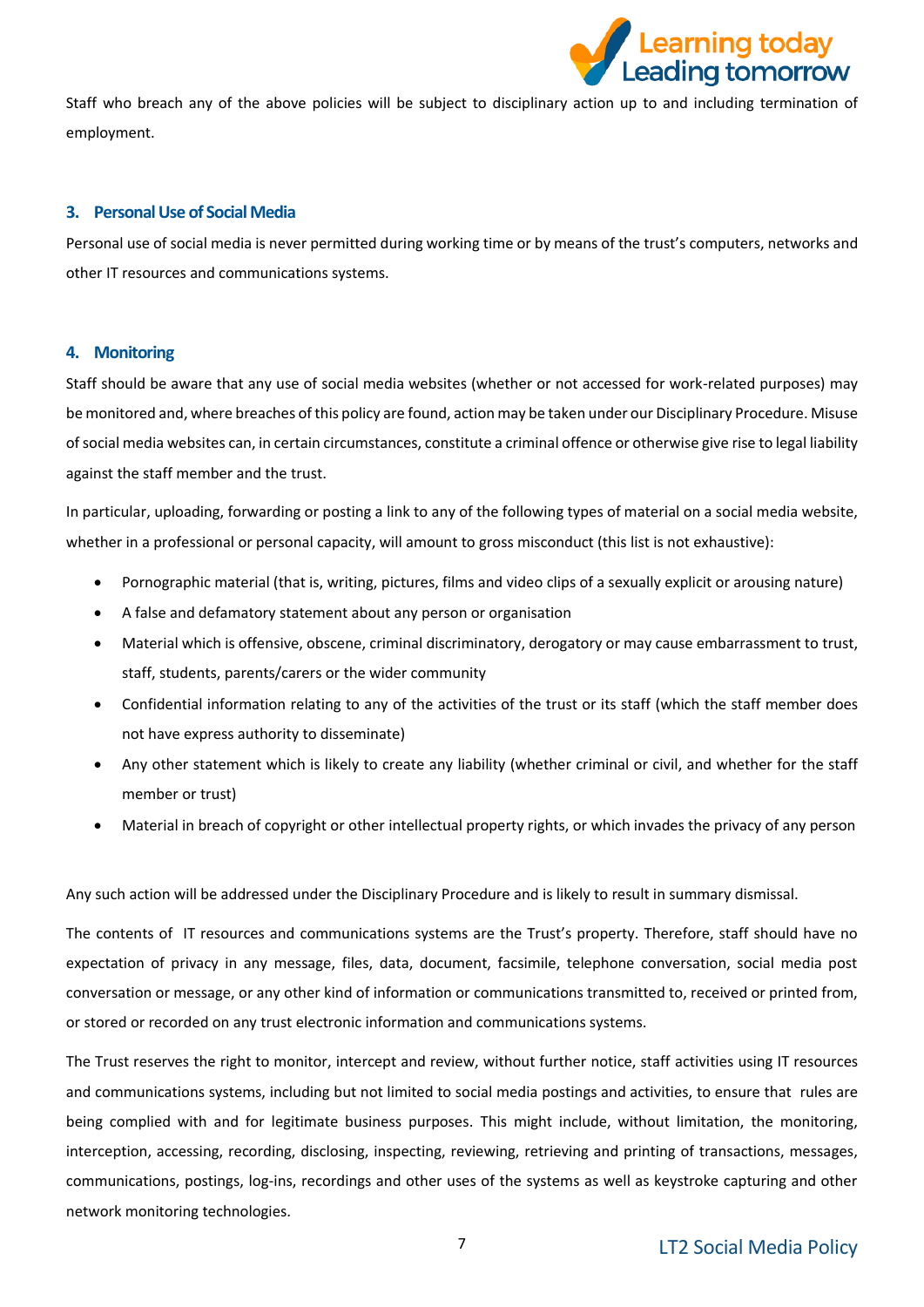Staff who breach any of the above policies will be subject to disciplinary action up to and including termination of employment.

## 3. Personal Use of Social Media

Personal use of social media is never permitted during working time or by means of the trust's computers, networks and other IT resources and communications systems.

## 4. Monitoring

Staff should be aware that any use of social media websites (whether or not accessed for work-related purposes) may be monitored and, where breaches of this policy are found, action may be taken under our Disciplinary Procedure. Misuse of social media websites can, in certain circumstances, constitute a criminal offence or otherwise give rise to legal liability against the staff member and the trust.

In particular, uploading, forwarding or posting a link to any of the following types of material on a social media website, whether in a professional or personal capacity, will amount to gross misconduct (this list is not exhaustive):

- Pornographic material (that is, writing, pictures, films and video clips of a sexually explicit or arousing nature)
- A false and defamatory statement about any person or organisation
- Material which is offensive, obscene, criminal discriminatory, derogatory or may cause embarrassment to trust, staff, students, parents/carers or the wider community
- Confidential information relating to any of the activities of the trust or its staff (which the staff member does not have express authority to disseminate)
- Any other statement which is likely to create any liability (whether criminal or civil, and whether for the staff member or trust)
- Material in breach of copyright or other intellectual property rights, or which invades the privacy of any person

Any such action will be addressed under the Disciplinary Procedure and is likely to result in summary dismissal.

The contents of IT resources and communications systems are the Trust's property. Therefore, staff should have no expectation of privacy in any message, files, data, document, facsimile, telephone conversation, social media post conversation or message, or any other kind of information or communications transmitted to, received or printed from, or stored or recorded on any trust electronic information and communications systems.

The Trust reserves the right to monitor, intercept and review, without further notice, staff activities using IT resources and communications systems, including but not limited to social media postings and activities, to ensure that rules are being complied with and for legitimate business purposes. This might include, without limitation, the monitoring, interception, accessing, recording, disclosing, inspecting, reviewing, retrieving and printing of transactions, messages, communications, postings, log-ins, recordings and other uses of the systems as well as keystroke capturing and other network monitoring technologies.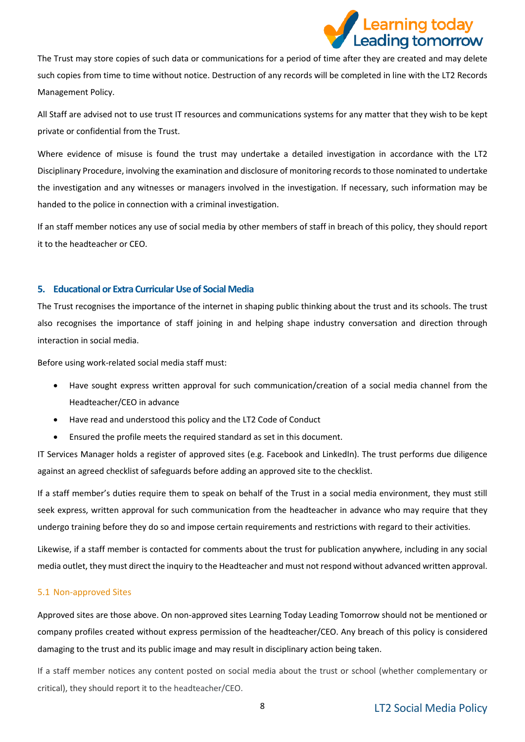The Trust may store copies of such data or communications for a period of time after they are created and may delete such copies from time to time without notice. Destruction of any records will be completed in line with the LT2 Records Management Policy.

All Staff are advised not to use trust IT resources and communications systems for any matter that they wish to be kept private or confidential from the Trust.

Where evidence of misuse is found the trust may undertake a detailed investigation in accordance with the LT2 Disciplinary Procedure, involving the examination and disclosure of monitoring records to those nominated to undertake the investigation and any witnesses or managers involved in the investigation. If necessary, such information may be handed to the police in connection with a criminal investigation.

If an staff member notices any use of social media by other members of staff in breach of this policy, they should report it to the headteacher or CEO.

## 5. Educational or Extra Curricular Use of Social Media

The Trust recognises the importance of the internet in shaping public thinking about the trust and its schools. The trust also recognises the importance of staff joining in and helping shape industry conversation and direction through interaction in social media.

Before using work-related social media staff must:

- Have sought express written approval for such communication/creation of a social media channel from the Headteacher/CEO in advance
- Have read and understood this policy and the LT2 Code of Conduct
- Ensured the profile meets the required standard as set in this document.

IT Services Manager holds a register of approved sites (e.g. Facebook and LinkedIn). The trust performs due diligence against an agreed checklist of safeguards before adding an approved site to the checklist.

If a staff member's duties require them to speak on behalf of the Trust in a social media environment, they must still seek express, written approval for such communication from the headteacher in advance who may require that they undergo training before they do so and impose certain requirements and restrictions with regard to their activities.

Likewise, if a staff member is contacted for comments about the trust for publication anywhere, including in any social media outlet, they must direct the inquiry to the Headteacher and must not respond without advanced written approval.

### 5.1 Non-approved Sites

Approved sites are those above. On non-approved sites Learning Today Leading Tomorrow should not be mentioned or company profiles created without express permission of the headteacher/CEO. Any breach of this policy is considered damaging to the trust and its public image and may result in disciplinary action being taken.

If a staff member notices any content posted on social media about the trust or school (whether complementary or critical), they should report it to the headteacher/CEO.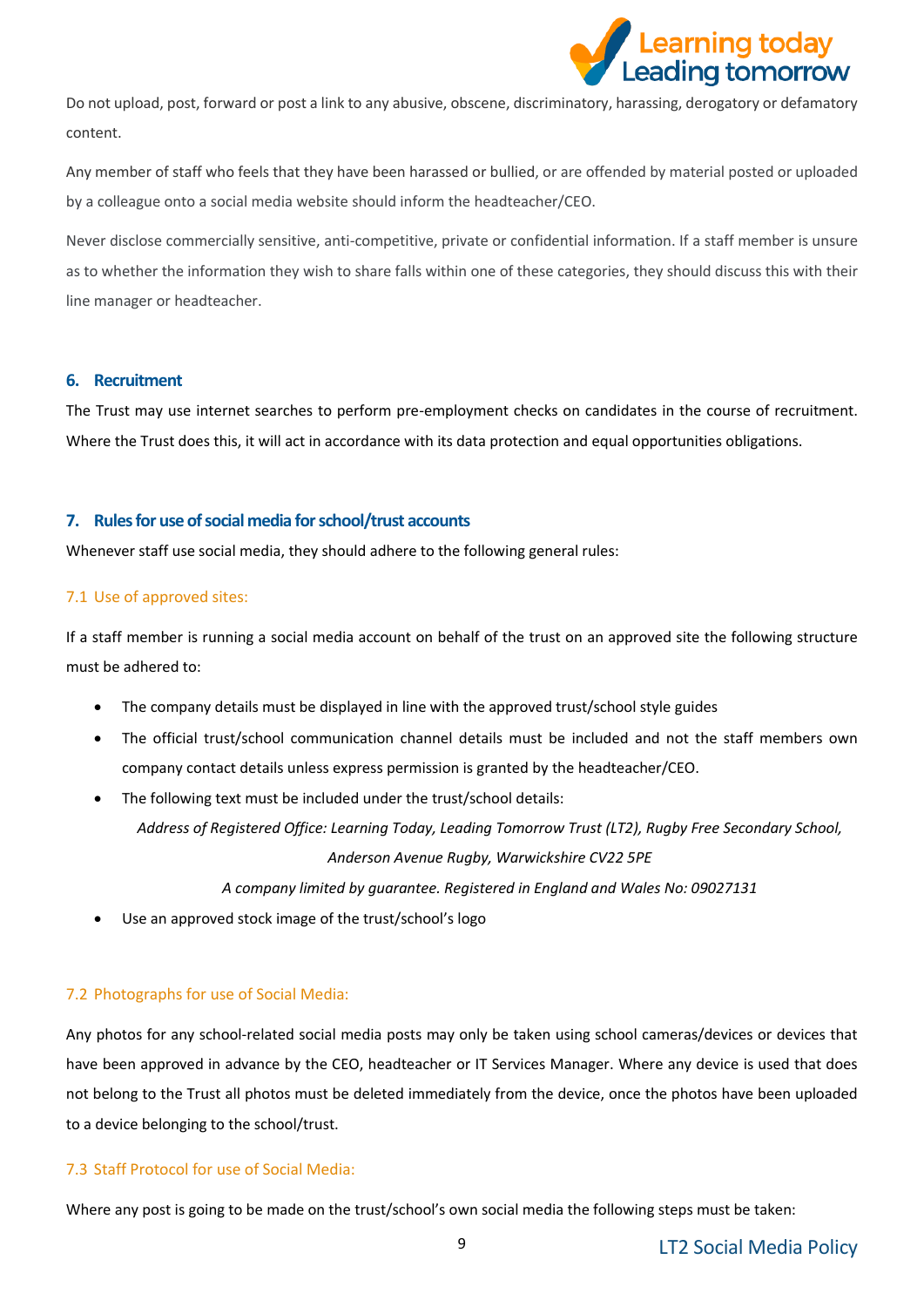Do not upload, post, forward or post a link to any abusive, obscene, discriminatory, harassing, derogatory or defamatory content.

Any member of staff who feels that they have been harassed or bullied, or are offended by material posted or uploaded by a colleague onto a social media website should inform the headteacher/CEO.

Never disclose commercially sensitive, anti-competitive, private or confidential information. If a staff member is unsure as to whether the information they wish to share falls within one of these categories, they should discuss this with their line manager or headteacher.

## 6. Recruitment

The Trust may use internet searches to perform pre-employment checks on candidates in the course of recruitment. Where the Trust does this, it will act in accordance with its data protection and equal opportunities obligations.

## 7. Rules for use of social media for school/trust accounts

Whenever staff use social media, they should adhere to the following general rules:

### 7.1 Use of approved sites:

If a staff member is running a social media account on behalf of the trust on an approved site the following structure must be adhered to:

- The company details must be displayed in line with the approved trust/school style guides
- The official trust/school communication channel details must be included and not the staff members own company contact details unless express permission is granted by the headteacher/CEO.
- The following text must be included under the trust/school details:

  *Address of Registered Office: Learning Today, Leading Tomorrow Trust (LT2), Rugby Free Secondary School, Anderson Avenue Rugby, Warwickshire CV22 5PE*

  *A company limited by guarantee. Registered in England and Wales No: 09027131*
- Use an approved stock image of the trust/school's logo

### 7.2 Photographs for use of Social Media:

Any photos for any school-related social media posts may only be taken using school cameras/devices or devices that have been approved in advance by the CEO, headteacher or IT Services Manager. Where any device is used that does not belong to the Trust all photos must be deleted immediately from the device, once the photos have been uploaded to a device belonging to the school/trust.

### 7.3 Staff Protocol for use of Social Media:

Where any post is going to be made on the trust/school's own social media the following steps must be taken: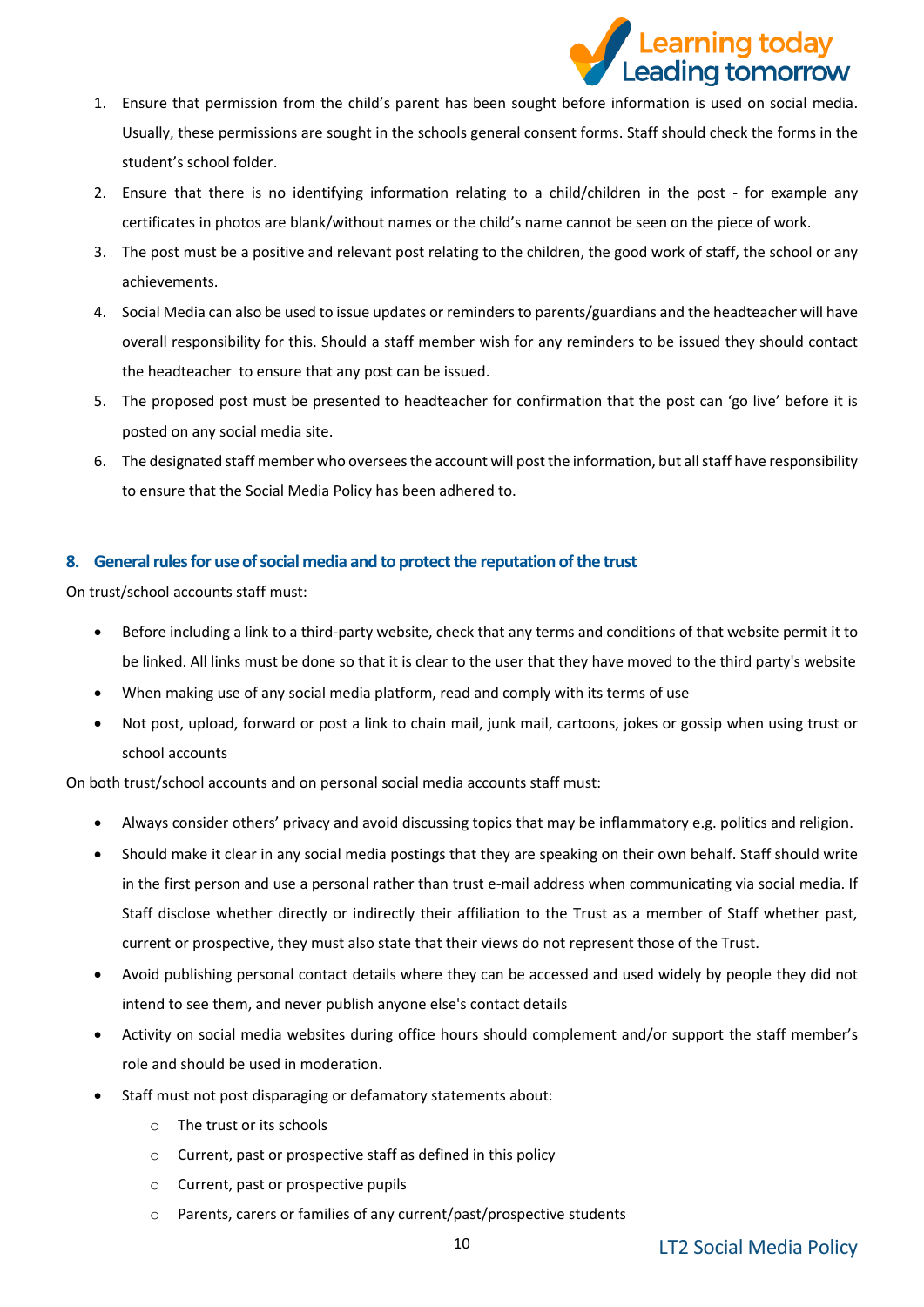1. Ensure that permission from the child's parent has been sought before information is used on social media. Usually, these permissions are sought in the schools general consent forms. Staff should check the forms in the student's school folder.
2. Ensure that there is no identifying information relating to a child/children in the post - for example any certificates in photos are blank/without names or the child's name cannot be seen on the piece of work.
3. The post must be a positive and relevant post relating to the children, the good work of staff, the school or any achievements.
4. Social Media can also be used to issue updates or reminders to parents/guardians and the headteacher will have overall responsibility for this. Should a staff member wish for any reminders to be issued they should contact the headteacher to ensure that any post can be issued.
5. The proposed post must be presented to headteacher for confirmation that the post can 'go live' before it is posted on any social media site.
6. The designated staff member who oversees the account will post the information, but all staff have responsibility to ensure that the Social Media Policy has been adhered to.

## 8. General rules for use of social media and to protect the reputation of the trust

On trust/school accounts staff must:

- Before including a link to a third-party website, check that any terms and conditions of that website permit it to be linked. All links must be done so that it is clear to the user that they have moved to the third party's website
- When making use of any social media platform, read and comply with its terms of use
- Not post, upload, forward or post a link to chain mail, junk mail, cartoons, jokes or gossip when using trust or school accounts

On both trust/school accounts and on personal social media accounts staff must:

- Always consider others' privacy and avoid discussing topics that may be inflammatory e.g. politics and religion.
- Should make it clear in any social media postings that they are speaking on their own behalf. Staff should write in the first person and use a personal rather than trust e-mail address when communicating via social media. If Staff disclose whether directly or indirectly their affiliation to the Trust as a member of Staff whether past, current or prospective, they must also state that their views do not represent those of the Trust.
- Avoid publishing personal contact details where they can be accessed and used widely by people they did not intend to see them, and never publish anyone else's contact details
- Activity on social media websites during office hours should complement and/or support the staff member's role and should be used in moderation.
- Staff must not post disparaging or defamatory statements about:
  - The trust or its schools
  - Current, past or prospective staff as defined in this policy
  - Current, past or prospective pupils
  - Parents, carers or families of any current/past/prospective students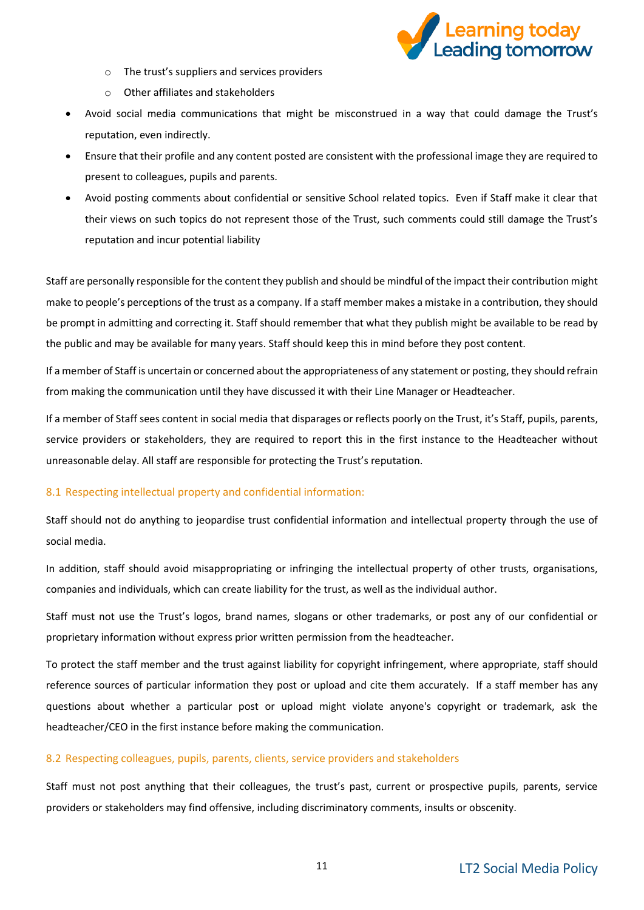- The trust's suppliers and services providers
    - Other affiliates and stakeholders
- Avoid social media communications that might be misconstrued in a way that could damage the Trust's reputation, even indirectly.
- Ensure that their profile and any content posted are consistent with the professional image they are required to present to colleagues, pupils and parents.
- Avoid posting comments about confidential or sensitive School related topics. Even if Staff make it clear that their views on such topics do not represent those of the Trust, such comments could still damage the Trust's reputation and incur potential liability

Staff are personally responsible for the content they publish and should be mindful of the impact their contribution might make to people's perceptions of the trust as a company. If a staff member makes a mistake in a contribution, they should be prompt in admitting and correcting it. Staff should remember that what they publish might be available to be read by the public and may be available for many years. Staff should keep this in mind before they post content.

If a member of Staff is uncertain or concerned about the appropriateness of any statement or posting, they should refrain from making the communication until they have discussed it with their Line Manager or Headteacher.

If a member of Staff sees content in social media that disparages or reflects poorly on the Trust, it's Staff, pupils, parents, service providers or stakeholders, they are required to report this in the first instance to the Headteacher without unreasonable delay. All staff are responsible for protecting the Trust's reputation.

### 8.1 Respecting intellectual property and confidential information:

Staff should not do anything to jeopardise trust confidential information and intellectual property through the use of social media.

In addition, staff should avoid misappropriating or infringing the intellectual property of other trusts, organisations, companies and individuals, which can create liability for the trust, as well as the individual author.

Staff must not use the Trust's logos, brand names, slogans or other trademarks, or post any of our confidential or proprietary information without express prior written permission from the headteacher.

To protect the staff member and the trust against liability for copyright infringement, where appropriate, staff should reference sources of particular information they post or upload and cite them accurately. If a staff member has any questions about whether a particular post or upload might violate anyone's copyright or trademark, ask the headteacher/CEO in the first instance before making the communication.

### 8.2 Respecting colleagues, pupils, parents, clients, service providers and stakeholders

Staff must not post anything that their colleagues, the trust's past, current or prospective pupils, parents, service providers or stakeholders may find offensive, including discriminatory comments, insults or obscenity.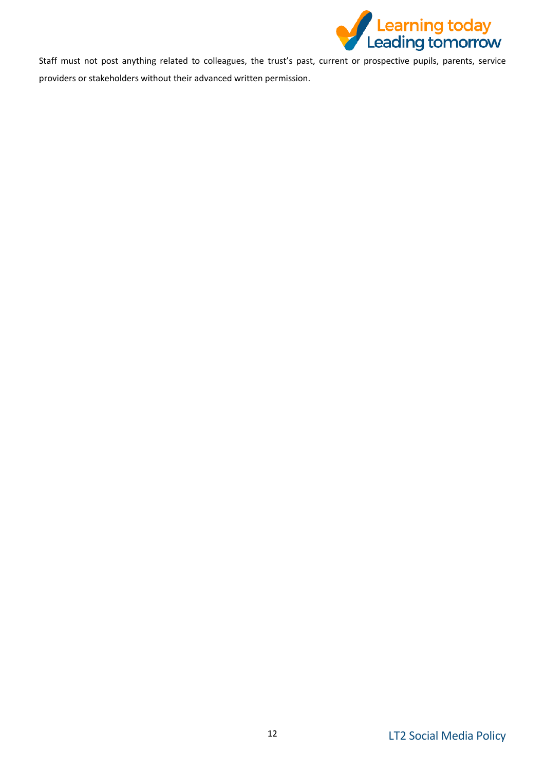Staff must not post anything related to colleagues, the trust's past, current or prospective pupils, parents, service providers or stakeholders without their advanced written permission.